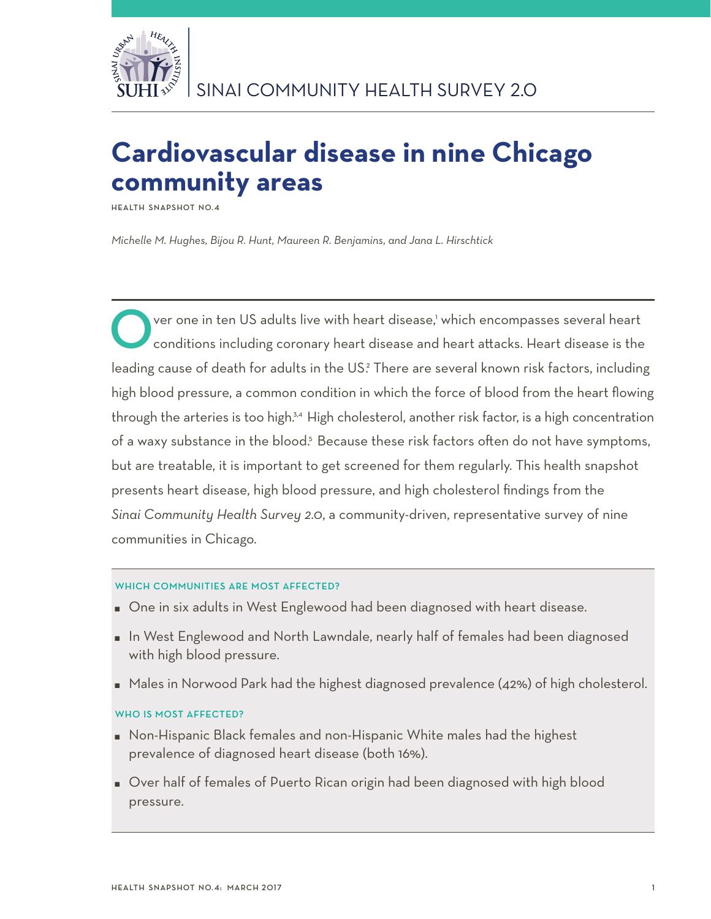SINAI COMMUNITY HEALTH SURVEY 2.0

# Cardiovascular disease in nine Chicago community areas

HEALTH SNAPSHOT NO.4

*Michelle M. Hughes, Bijou R. Hunt, Maureen R. Benjamins, and Jana L. Hirschtick*

Over one in ten US adults live with heart disease,[1] which encompasses several heart conditions including coronary heart disease and heart attacks. Heart disease is the leading cause of death for adults in the US.[2] There are several known risk factors, including high blood pressure, a common condition in which the force of blood from the heart flowing through the arteries is too high.[3,4] High cholesterol, another risk factor, is a high concentration of a waxy substance in the blood.[5] Because these risk factors often do not have symptoms, but are treatable, it is important to get screened for them regularly. This health snapshot presents heart disease, high blood pressure, and high cholesterol findings from the *Sinai Community Health Survey 2.0*, a community-driven, representative survey of nine communities in Chicago.

### WHICH COMMUNITIES ARE MOST AFFECTED?

- One in six adults in West Englewood had been diagnosed with heart disease.
- In West Englewood and North Lawndale, nearly half of females had been diagnosed with high blood pressure.
- Males in Norwood Park had the highest diagnosed prevalence (42%) of high cholesterol.

### WHO IS MOST AFFECTED?

- Non-Hispanic Black females and non-Hispanic White males had the highest prevalence of diagnosed heart disease (both 16%).
- Over half of females of Puerto Rican origin had been diagnosed with high blood pressure.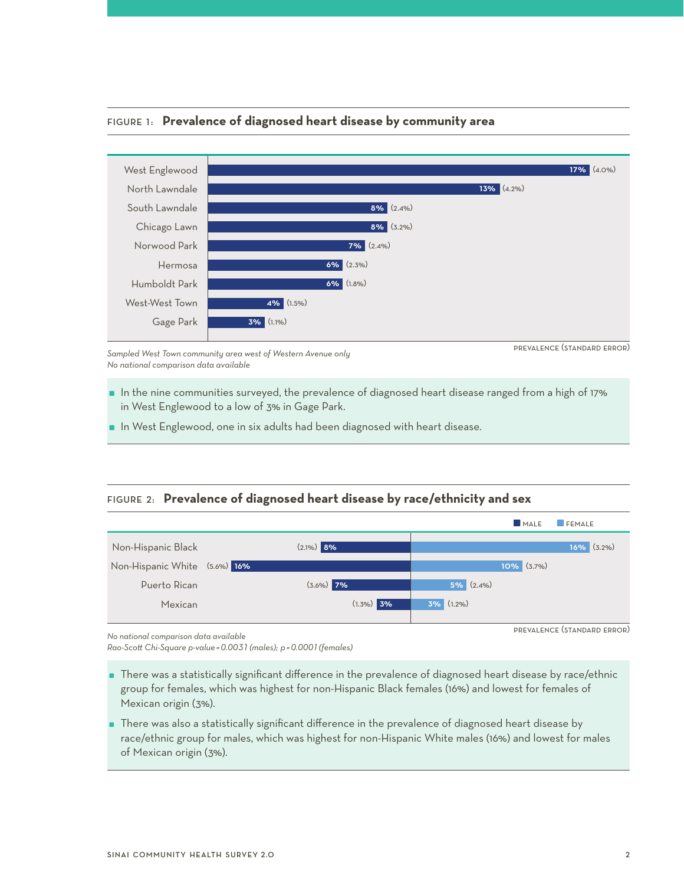### FIGURE 1: **Prevalence of diagnosed heart disease by community area**

| Community area | Prevalence (Standard error) |
|---|---|
| West Englewood | 17% (4.0%) |
| North Lawndale | 13% (4.2%) |
| South Lawndale | 8% (2.4%) |
| Chicago Lawn | 8% (3.2%) |
| Norwood Park | 7% (2.4%) |
| Hermosa | 6% (2.3%) |
| Humboldt Park | 6% (1.8%) |
| West-West Town | 4% (1.5%) |
| Gage Park | 3% (1.1%) |

PREVALENCE (STANDARD ERROR)

*Sampled West Town community area west of Western Avenue only*
*No national comparison data available*

- In the nine communities surveyed, the prevalence of diagnosed heart disease ranged from a high of 17% in West Englewood to a low of 3% in Gage Park.
- In West Englewood, one in six adults had been diagnosed with heart disease.

### FIGURE 2: **Prevalence of diagnosed heart disease by race/ethnicity and sex**

| Race/ethnicity | Male | Female |
|---|---|---|
| Non-Hispanic Black | 8% (2.1%) | 16% (3.2%) |
| Non-Hispanic White | 16% (5.6%) | 10% (3.7%) |
| Puerto Rican | 7% (3.6%) | 5% (2.4%) |
| Mexican | 3% (1.3%) | 3% (1.2%) |

PREVALENCE (STANDARD ERROR)

*No national comparison data available*
*Rao-Scott Chi-Square p-value = 0.0031 (males); p = 0.0001 (females)*

- There was a statistically significant difference in the prevalence of diagnosed heart disease by race/ethnic group for females, which was highest for non-Hispanic Black females (16%) and lowest for females of Mexican origin (3%).
- There was also a statistically significant difference in the prevalence of diagnosed heart disease by race/ethnic group for males, which was highest for non-Hispanic White males (16%) and lowest for males of Mexican origin (3%).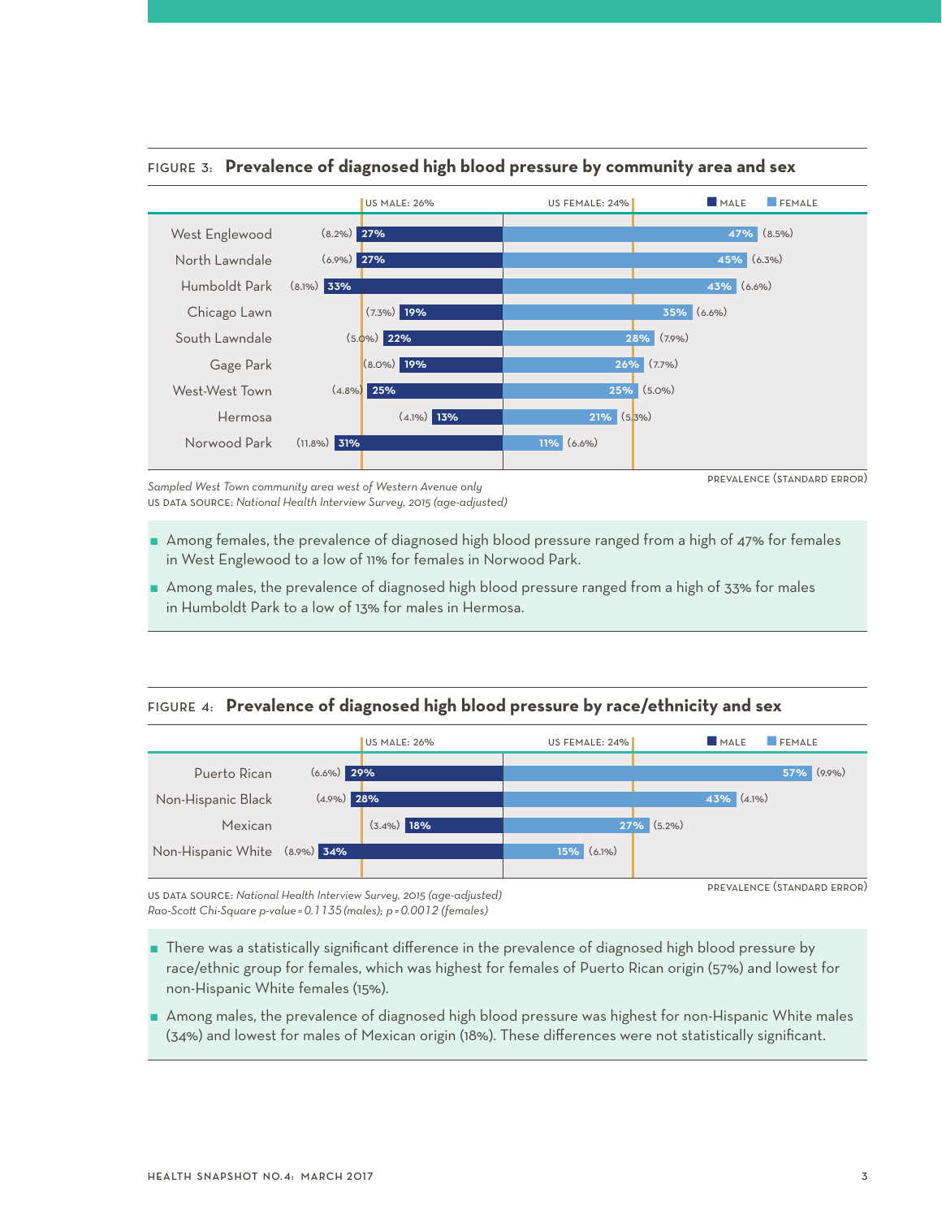**FIGURE 3: Prevalence of diagnosed high blood pressure by community area and sex**

US MALE: 26% | US FEMALE: 24%

| Community area | Male | Female |
|---|---|---|
| West Englewood | 27% (8.2%) | 47% (8.5%) |
| North Lawndale | 27% (6.9%) | 45% (6.3%) |
| Humboldt Park | 33% (8.1%) | 43% (6.6%) |
| Chicago Lawn | 19% (7.3%) | 35% (6.6%) |
| South Lawndale | 22% (5.0%) | 28% (7.9%) |
| Gage Park | 19% (8.0%) | 26% (7.7%) |
| West-West Town | 25% (4.8%) | 25% (5.0%) |
| Hermosa | 13% (4.1%) | 21% (5.3%) |
| Norwood Park | 31% (11.8%) | 11% (6.6%) |

PREVALENCE (STANDARD ERROR)

*Sampled West Town community area west of Western Avenue only*

US DATA SOURCE: *National Health Interview Survey, 2015 (age-adjusted)*

- Among females, the prevalence of diagnosed high blood pressure ranged from a high of 47% for females in West Englewood to a low of 11% for females in Norwood Park.
- Among males, the prevalence of diagnosed high blood pressure ranged from a high of 33% for males in Humboldt Park to a low of 13% for males in Hermosa.

**FIGURE 4: Prevalence of diagnosed high blood pressure by race/ethnicity and sex**

US MALE: 26% | US FEMALE: 24%

| Race/ethnicity | Male | Female |
|---|---|---|
| Puerto Rican | 29% (6.6%) | 57% (9.9%) |
| Non-Hispanic Black | 28% (4.9%) | 43% (4.1%) |
| Mexican | 18% (3.4%) | 27% (5.2%) |
| Non-Hispanic White | 34% (8.9%) | 15% (6.1%) |

PREVALENCE (STANDARD ERROR)

US DATA SOURCE: *National Health Interview Survey, 2015 (age-adjusted)*

*Rao-Scott Chi-Square p-value = 0.1135 (males); p = 0.0012 (females)*

- There was a statistically significant difference in the prevalence of diagnosed high blood pressure by race/ethnic group for females, which was highest for females of Puerto Rican origin (57%) and lowest for non-Hispanic White females (15%).
- Among males, the prevalence of diagnosed high blood pressure was highest for non-Hispanic White males (34%) and lowest for males of Mexican origin (18%). These differences were not statistically significant.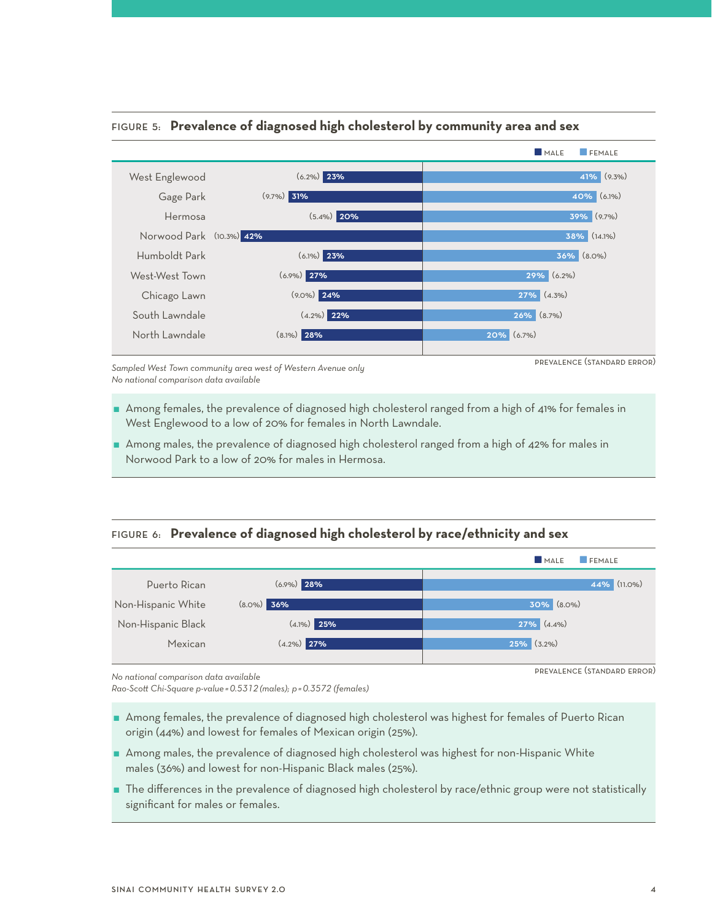### FIGURE 5: Prevalence of diagnosed high cholesterol by community area and sex

| Community area | Male | Female |
| --- | --- | --- |
| West Englewood | 23% (6.2%) | 41% (9.3%) |
| Gage Park | 31% (9.7%) | 40% (6.1%) |
| Hermosa | 20% (5.4%) | 39% (9.7%) |
| Norwood Park | 42% (10.3%) | 38% (14.1%) |
| Humboldt Park | 23% (6.1%) | 36% (8.0%) |
| West-West Town | 27% (6.9%) | 29% (6.2%) |
| Chicago Lawn | 24% (9.0%) | 27% (4.3%) |
| South Lawndale | 22% (4.2%) | 26% (8.7%) |
| North Lawndale | 28% (8.1%) | 20% (6.7%) |

PREVALENCE (STANDARD ERROR)

*Sampled West Town community area west of Western Avenue only*
*No national comparison data available*

- Among females, the prevalence of diagnosed high cholesterol ranged from a high of 41% for females in West Englewood to a low of 20% for females in North Lawndale.
- Among males, the prevalence of diagnosed high cholesterol ranged from a high of 42% for males in Norwood Park to a low of 20% for males in Hermosa.

### FIGURE 6: Prevalence of diagnosed high cholesterol by race/ethnicity and sex

| Race/ethnicity | Male | Female |
| --- | --- | --- |
| Puerto Rican | 28% (6.9%) | 44% (11.0%) |
| Non-Hispanic White | 36% (8.0%) | 30% (8.0%) |
| Non-Hispanic Black | 25% (4.1%) | 27% (4.4%) |
| Mexican | 27% (4.2%) | 25% (3.2%) |

PREVALENCE (STANDARD ERROR)

*No national comparison data available*
*Rao-Scott Chi-Square p-value = 0.5312 (males); p = 0.3572 (females)*

- Among females, the prevalence of diagnosed high cholesterol was highest for females of Puerto Rican origin (44%) and lowest for females of Mexican origin (25%).
- Among males, the prevalence of diagnosed high cholesterol was highest for non-Hispanic White males (36%) and lowest for non-Hispanic Black males (25%).
- The differences in the prevalence of diagnosed high cholesterol by race/ethnic group were not statistically significant for males or females.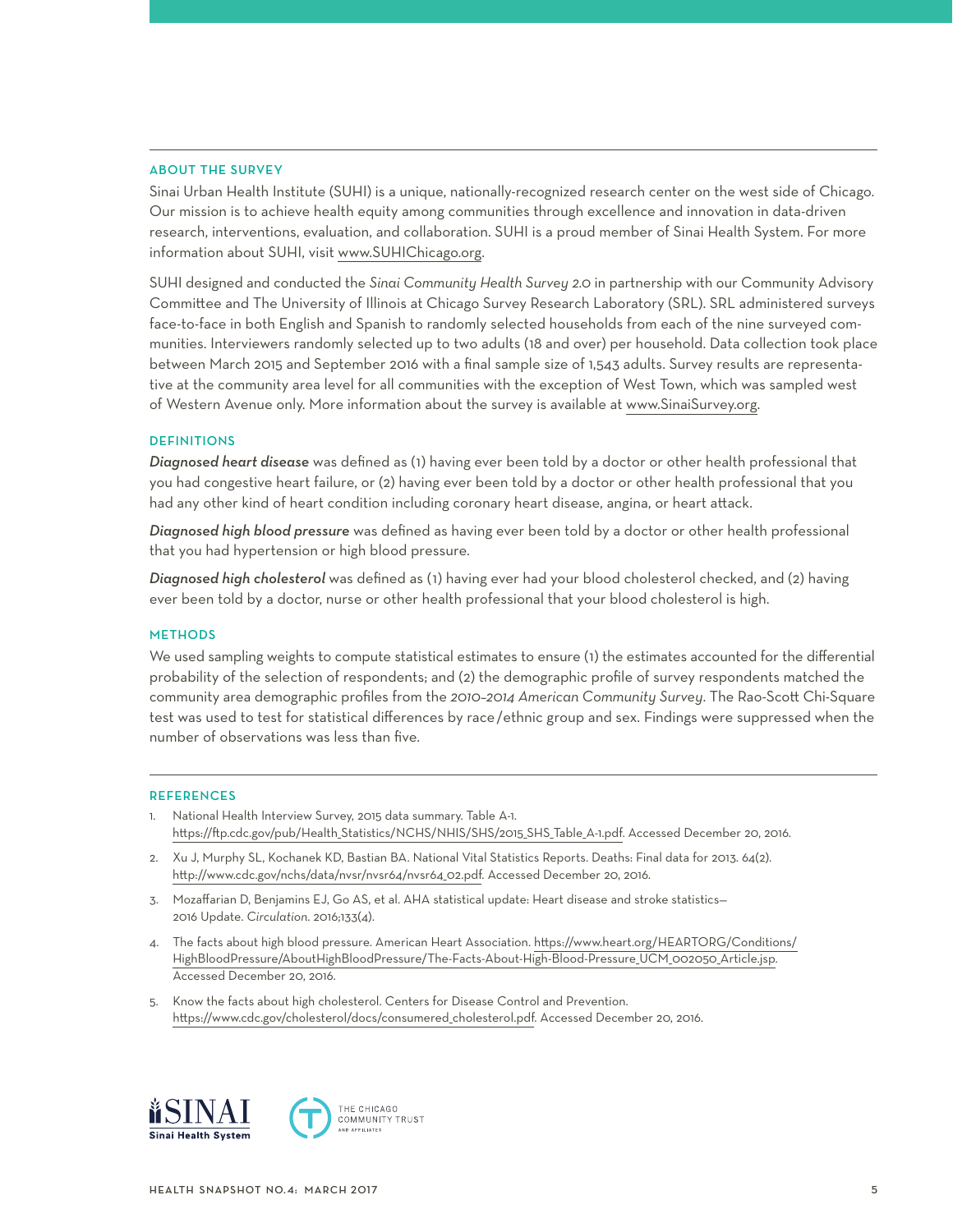## ABOUT THE SURVEY

Sinai Urban Health Institute (SUHI) is a unique, nationally-recognized research center on the west side of Chicago. Our mission is to achieve health equity among communities through excellence and innovation in data-driven research, interventions, evaluation, and collaboration. SUHI is a proud member of Sinai Health System. For more information about SUHI, visit www.SUHIChicago.org.

SUHI designed and conducted the *Sinai Community Health Survey 2.0* in partnership with our Community Advisory Committee and The University of Illinois at Chicago Survey Research Laboratory (SRL). SRL administered surveys face-to-face in both English and Spanish to randomly selected households from each of the nine surveyed communities. Interviewers randomly selected up to two adults (18 and over) per household. Data collection took place between March 2015 and September 2016 with a final sample size of 1,543 adults. Survey results are representative at the community area level for all communities with the exception of West Town, which was sampled west of Western Avenue only. More information about the survey is available at www.SinaiSurvey.org.

## DEFINITIONS

***Diagnosed heart disease*** was defined as (1) having ever been told by a doctor or other health professional that you had congestive heart failure, or (2) having ever been told by a doctor or other health professional that you had any other kind of heart condition including coronary heart disease, angina, or heart attack.

***Diagnosed high blood pressure*** was defined as having ever been told by a doctor or other health professional that you had hypertension or high blood pressure.

***Diagnosed high cholesterol*** was defined as (1) having ever had your blood cholesterol checked, and (2) having ever been told by a doctor, nurse or other health professional that your blood cholesterol is high.

## METHODS

We used sampling weights to compute statistical estimates to ensure (1) the estimates accounted for the differential probability of the selection of respondents; and (2) the demographic profile of survey respondents matched the community area demographic profiles from the *2010–2014 American Community Survey*. The Rao-Scott Chi-Square test was used to test for statistical differences by race/ethnic group and sex. Findings were suppressed when the number of observations was less than five.

## REFERENCES

1. National Health Interview Survey, 2015 data summary. Table A-1. https://ftp.cdc.gov/pub/Health_Statistics/NCHS/NHIS/SHS/2015_SHS_Table_A-1.pdf. Accessed December 20, 2016.
2. Xu J, Murphy SL, Kochanek KD, Bastian BA. National Vital Statistics Reports. Deaths: Final data for 2013. 64(2). http://www.cdc.gov/nchs/data/nvsr/nvsr64/nvsr64_02.pdf. Accessed December 20, 2016.
3. Mozaffarian D, Benjamins EJ, Go AS, et al. AHA statistical update: Heart disease and stroke statistics—2016 Update. *Circulation*. 2016;133(4).
4. The facts about high blood pressure. American Heart Association. https://www.heart.org/HEARTORG/Conditions/HighBloodPressure/AboutHighBloodPressure/The-Facts-About-High-Blood-Pressure_UCM_002050_Article.jsp. Accessed December 20, 2016.
5. Know the facts about high cholesterol. Centers for Disease Control and Prevention. https://www.cdc.gov/cholesterol/docs/consumered_cholesterol.pdf. Accessed December 20, 2016.

SINAI
Sinai Health System

THE CHICAGO COMMUNITY TRUST AND AFFILIATES